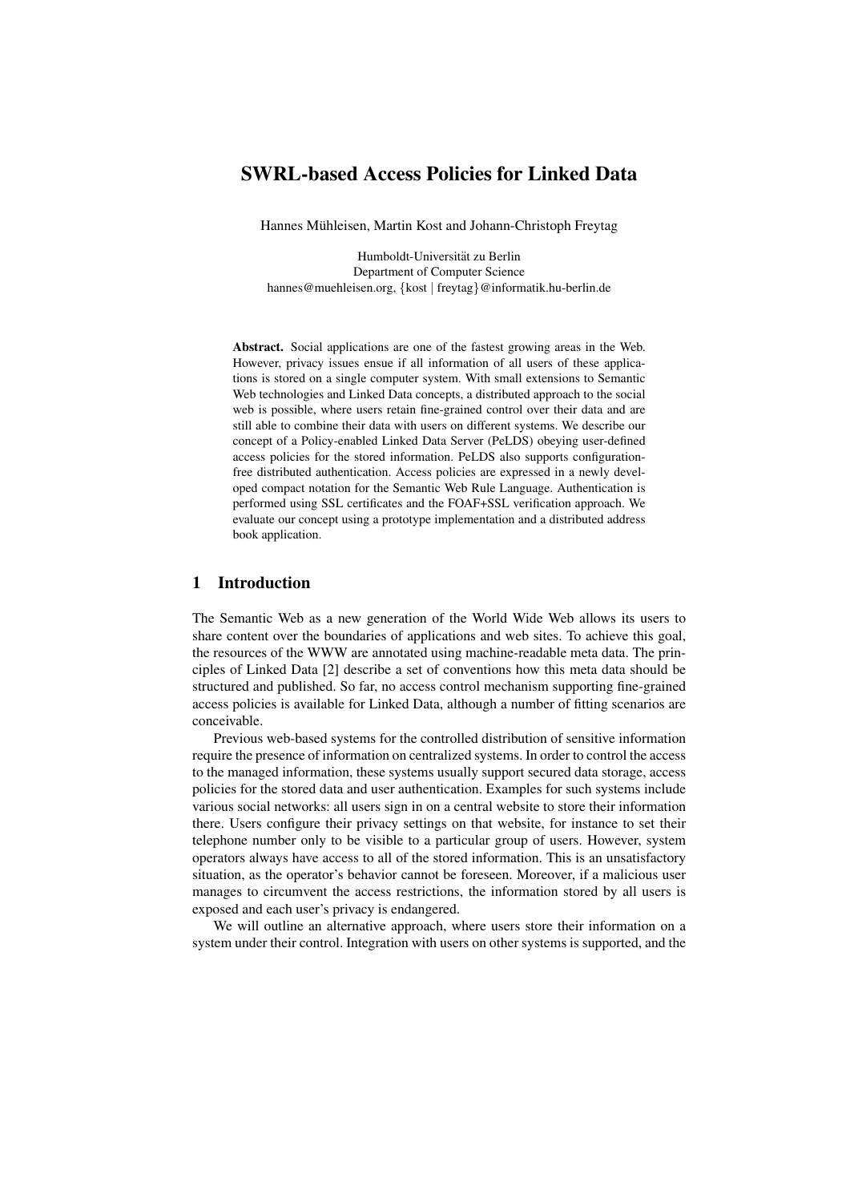# SWRL-based Access Policies for Linked Data

Hannes Mühleisen, Martin Kost and Johann-Christoph Freytag

Humboldt-Universität zu Berlin
Department of Computer Science
hannes@muehleisen.org, {kost | freytag}@informatik.hu-berlin.de

**Abstract.** Social applications are one of the fastest growing areas in the Web. However, privacy issues ensue if all information of all users of these applications is stored on a single computer system. With small extensions to Semantic Web technologies and Linked Data concepts, a distributed approach to the social web is possible, where users retain fine-grained control over their data and are still able to combine their data with users on different systems. We describe our concept of a Policy-enabled Linked Data Server (PeLDS) obeying user-defined access policies for the stored information. PeLDS also supports configuration-free distributed authentication. Access policies are expressed in a newly developed compact notation for the Semantic Web Rule Language. Authentication is performed using SSL certificates and the FOAF+SSL verification approach. We evaluate our concept using a prototype implementation and a distributed address book application.

## 1 Introduction

The Semantic Web as a new generation of the World Wide Web allows its users to share content over the boundaries of applications and web sites. To achieve this goal, the resources of the WWW are annotated using machine-readable meta data. The principles of Linked Data [2] describe a set of conventions how this meta data should be structured and published. So far, no access control mechanism supporting fine-grained access policies is available for Linked Data, although a number of fitting scenarios are conceivable.

Previous web-based systems for the controlled distribution of sensitive information require the presence of information on centralized systems. In order to control the access to the managed information, these systems usually support secured data storage, access policies for the stored data and user authentication. Examples for such systems include various social networks: all users sign in on a central website to store their information there. Users configure their privacy settings on that website, for instance to set their telephone number only to be visible to a particular group of users. However, system operators always have access to all of the stored information. This is an unsatisfactory situation, as the operator's behavior cannot be foreseen. Moreover, if a malicious user manages to circumvent the access restrictions, the information stored by all users is exposed and each user's privacy is endangered.

We will outline an alternative approach, where users store their information on a system under their control. Integration with users on other systems is supported, and the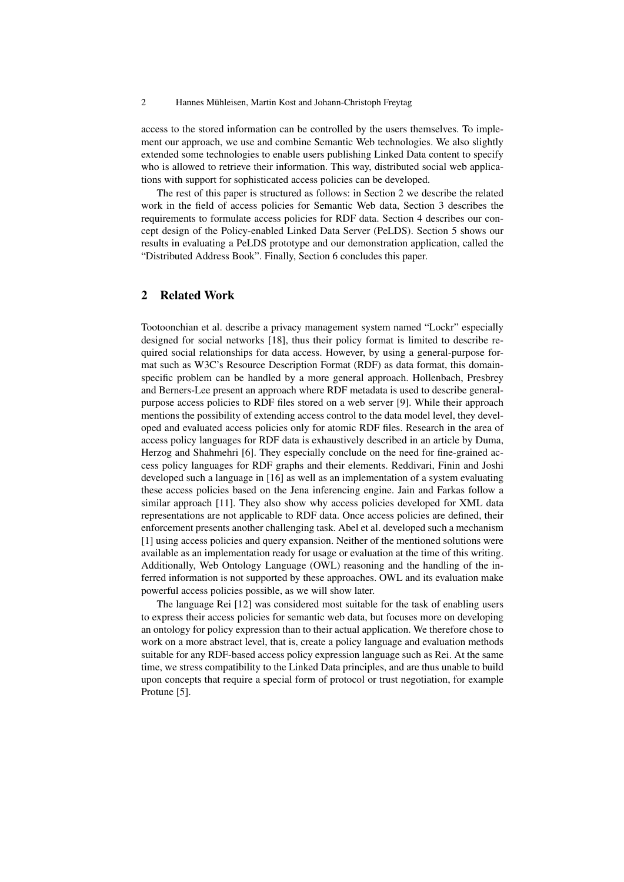access to the stored information can be controlled by the users themselves. To implement our approach, we use and combine Semantic Web technologies. We also slightly extended some technologies to enable users publishing Linked Data content to specify who is allowed to retrieve their information. This way, distributed social web applications with support for sophisticated access policies can be developed.

The rest of this paper is structured as follows: in Section 2 we describe the related work in the field of access policies for Semantic Web data, Section 3 describes the requirements to formulate access policies for RDF data. Section 4 describes our concept design of the Policy-enabled Linked Data Server (PeLDS). Section 5 shows our results in evaluating a PeLDS prototype and our demonstration application, called the "Distributed Address Book". Finally, Section 6 concludes this paper.

## 2 Related Work

Tootoonchian et al. describe a privacy management system named "Lockr" especially designed for social networks [18], thus their policy format is limited to describe required social relationships for data access. However, by using a general-purpose format such as W3C's Resource Description Format (RDF) as data format, this domain-specific problem can be handled by a more general approach. Hollenbach, Presbrey and Berners-Lee present an approach where RDF metadata is used to describe general-purpose access policies to RDF files stored on a web server [9]. While their approach mentions the possibility of extending access control to the data model level, they developed and evaluated access policies only for atomic RDF files. Research in the area of access policy languages for RDF data is exhaustively described in an article by Duma, Herzog and Shahmehri [6]. They especially conclude on the need for fine-grained access policy languages for RDF graphs and their elements. Reddivari, Finin and Joshi developed such a language in [16] as well as an implementation of a system evaluating these access policies based on the Jena inferencing engine. Jain and Farkas follow a similar approach [11]. They also show why access policies developed for XML data representations are not applicable to RDF data. Once access policies are defined, their enforcement presents another challenging task. Abel et al. developed such a mechanism [1] using access policies and query expansion. Neither of the mentioned solutions were available as an implementation ready for usage or evaluation at the time of this writing. Additionally, Web Ontology Language (OWL) reasoning and the handling of the inferred information is not supported by these approaches. OWL and its evaluation make powerful access policies possible, as we will show later.

The language Rei [12] was considered most suitable for the task of enabling users to express their access policies for semantic web data, but focuses more on developing an ontology for policy expression than to their actual application. We therefore chose to work on a more abstract level, that is, create a policy language and evaluation methods suitable for any RDF-based access policy expression language such as Rei. At the same time, we stress compatibility to the Linked Data principles, and are thus unable to build upon concepts that require a special form of protocol or trust negotiation, for example Protune [5].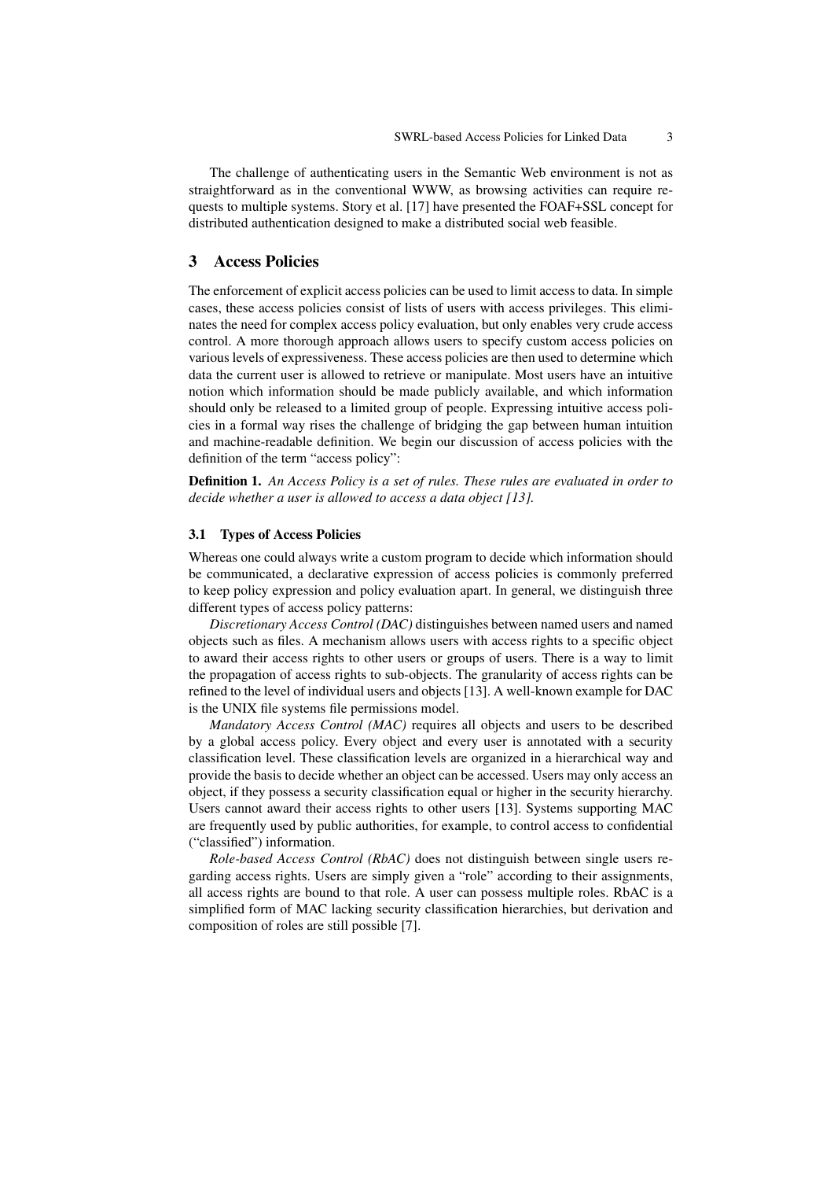The challenge of authenticating users in the Semantic Web environment is not as straightforward as in the conventional WWW, as browsing activities can require requests to multiple systems. Story et al. [17] have presented the FOAF+SSL concept for distributed authentication designed to make a distributed social web feasible.

## 3 Access Policies

The enforcement of explicit access policies can be used to limit access to data. In simple cases, these access policies consist of lists of users with access privileges. This eliminates the need for complex access policy evaluation, but only enables very crude access control. A more thorough approach allows users to specify custom access policies on various levels of expressiveness. These access policies are then used to determine which data the current user is allowed to retrieve or manipulate. Most users have an intuitive notion which information should be made publicly available, and which information should only be released to a limited group of people. Expressing intuitive access policies in a formal way rises the challenge of bridging the gap between human intuition and machine-readable definition. We begin our discussion of access policies with the definition of the term "access policy":

**Definition 1.** *An Access Policy is a set of rules. These rules are evaluated in order to decide whether a user is allowed to access a data object [13].*

### 3.1 Types of Access Policies

Whereas one could always write a custom program to decide which information should be communicated, a declarative expression of access policies is commonly preferred to keep policy expression and policy evaluation apart. In general, we distinguish three different types of access policy patterns:

*Discretionary Access Control (DAC)* distinguishes between named users and named objects such as files. A mechanism allows users with access rights to a specific object to award their access rights to other users or groups of users. There is a way to limit the propagation of access rights to sub-objects. The granularity of access rights can be refined to the level of individual users and objects [13]. A well-known example for DAC is the UNIX file systems file permissions model.

*Mandatory Access Control (MAC)* requires all objects and users to be described by a global access policy. Every object and every user is annotated with a security classification level. These classification levels are organized in a hierarchical way and provide the basis to decide whether an object can be accessed. Users may only access an object, if they possess a security classification equal or higher in the security hierarchy. Users cannot award their access rights to other users [13]. Systems supporting MAC are frequently used by public authorities, for example, to control access to confidential ("classified") information.

*Role-based Access Control (RbAC)* does not distinguish between single users regarding access rights. Users are simply given a "role" according to their assignments, all access rights are bound to that role. A user can possess multiple roles. RbAC is a simplified form of MAC lacking security classification hierarchies, but derivation and composition of roles are still possible [7].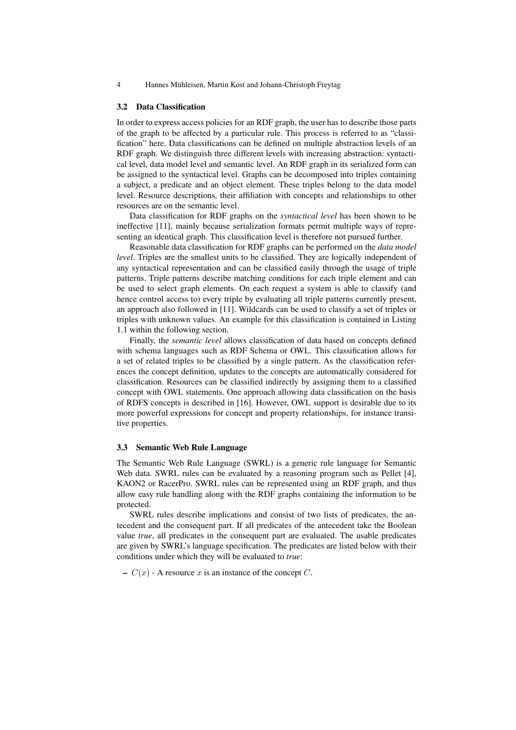### 3.2 Data Classification

In order to express access policies for an RDF graph, the user has to describe those parts of the graph to be affected by a particular rule. This process is referred to as "classification" here. Data classifications can be defined on multiple abstraction levels of an RDF graph. We distinguish three different levels with increasing abstraction: syntactical level, data model level and semantic level. An RDF graph in its serialized form can be assigned to the syntactical level. Graphs can be decomposed into triples containing a subject, a predicate and an object element. These triples belong to the data model level. Resource descriptions, their affiliation with concepts and relationships to other resources are on the semantic level.

Data classification for RDF graphs on the *syntactical level* has been shown to be ineffective [11], mainly because serialization formats permit multiple ways of representing an identical graph. This classification level is therefore not pursued further.

Reasonable data classification for RDF graphs can be performed on the *data model level*. Triples are the smallest units to be classified. They are logically independent of any syntactical representation and can be classified easily through the usage of triple patterns. Triple patterns describe matching conditions for each triple element and can be used to select graph elements. On each request a system is able to classify (and hence control access to) every triple by evaluating all triple patterns currently present, an approach also followed in [11]. Wildcards can be used to classify a set of triples or triples with unknown values. An example for this classification is contained in Listing 1.1 within the following section.

Finally, the *semantic level* allows classification of data based on concepts defined with schema languages such as RDF Schema or OWL. This classification allows for a set of related triples to be classified by a single pattern. As the classification references the concept definition, updates to the concepts are automatically considered for classification. Resources can be classified indirectly by assigning them to a classified concept with OWL statements. One approach allowing data classification on the basis of RDFS concepts is described in [16]. However, OWL support is desirable due to its more powerful expressions for concept and property relationships, for instance transitive properties.

### 3.3 Semantic Web Rule Language

The Semantic Web Rule Language (SWRL) is a generic rule language for Semantic Web data. SWRL rules can be evaluated by a reasoning program such as Pellet [4], KAON2 or RacerPro. SWRL rules can be represented using an RDF graph, and thus allow easy rule handling along with the RDF graphs containing the information to be protected.

SWRL rules describe implications and consist of two lists of predicates, the antecedent and the consequent part. If all predicates of the antecedent take the Boolean value *true*, all predicates in the consequent part are evaluated. The usable predicates are given by SWRL's language specification. The predicates are listed below with their conditions under which they will be evaluated to *true*:

- $C(x)$ - A resource $x$ is an instance of the concept $C$.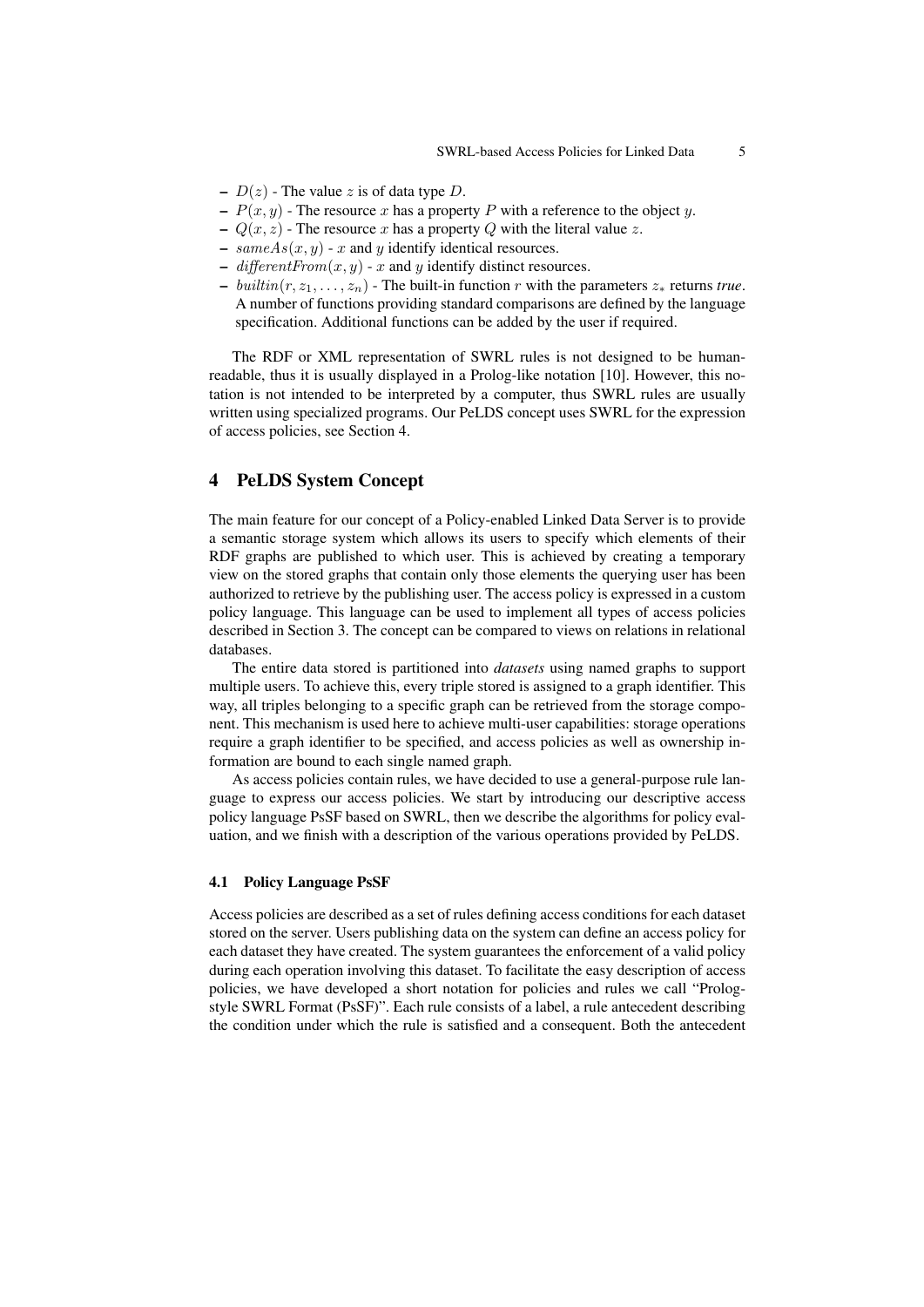- $D(z)$ - The value $z$ is of data type $D$.
- $P(x, y)$ - The resource $x$ has a property $P$ with a reference to the object $y$.
- $Q(x, z)$ - The resource $x$ has a property $Q$ with the literal value $z$.
- $sameAs(x, y)$ - $x$ and $y$ identify identical resources.
- $differentFrom(x, y)$ - $x$ and $y$ identify distinct resources.
- $builtin(r, z_1, \ldots, z_n)$ - The built-in function $r$ with the parameters $z_*$ returns *true*. A number of functions providing standard comparisons are defined by the language specification. Additional functions can be added by the user if required.

The RDF or XML representation of SWRL rules is not designed to be human-readable, thus it is usually displayed in a Prolog-like notation [10]. However, this notation is not intended to be interpreted by a computer, thus SWRL rules are usually written using specialized programs. Our PeLDS concept uses SWRL for the expression of access policies, see Section 4.

## 4 PeLDS System Concept

The main feature for our concept of a Policy-enabled Linked Data Server is to provide a semantic storage system which allows its users to specify which elements of their RDF graphs are published to which user. This is achieved by creating a temporary view on the stored graphs that contain only those elements the querying user has been authorized to retrieve by the publishing user. The access policy is expressed in a custom policy language. This language can be used to implement all types of access policies described in Section 3. The concept can be compared to views on relations in relational databases.

The entire data stored is partitioned into *datasets* using named graphs to support multiple users. To achieve this, every triple stored is assigned to a graph identifier. This way, all triples belonging to a specific graph can be retrieved from the storage component. This mechanism is used here to achieve multi-user capabilities: storage operations require a graph identifier to be specified, and access policies as well as ownership information are bound to each single named graph.

As access policies contain rules, we have decided to use a general-purpose rule language to express our access policies. We start by introducing our descriptive access policy language PsSF based on SWRL, then we describe the algorithms for policy evaluation, and we finish with a description of the various operations provided by PeLDS.

### 4.1 Policy Language PsSF

Access policies are described as a set of rules defining access conditions for each dataset stored on the server. Users publishing data on the system can define an access policy for each dataset they have created. The system guarantees the enforcement of a valid policy during each operation involving this dataset. To facilitate the easy description of access policies, we have developed a short notation for policies and rules we call "Prolog-style SWRL Format (PsSF)". Each rule consists of a label, a rule antecedent describing the condition under which the rule is satisfied and a consequent. Both the antecedent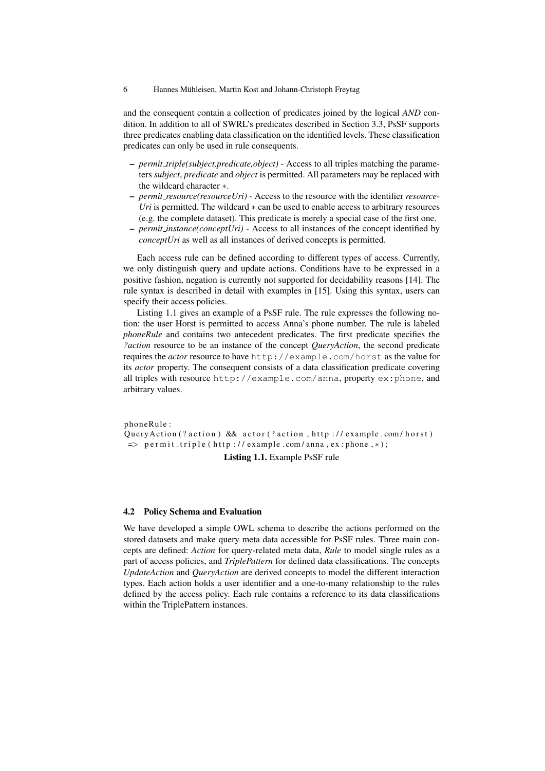and the consequent contain a collection of predicates joined by the logical *AND* condition. In addition to all of SWRL's predicates described in Section 3.3, PsSF supports three predicates enabling data classification on the identified levels. These classification predicates can only be used in rule consequents.

- *permit_triple(subject,predicate,object)* - Access to all triples matching the parameters *subject*, *predicate* and *object* is permitted. All parameters may be replaced with the wildcard character $*$.
- *permit_resource(resourceUri)* - Access to the resource with the identifier *resourceUri* is permitted. The wildcard $*$ can be used to enable access to arbitrary resources (e.g. the complete dataset). This predicate is merely a special case of the first one.
- *permit_instance(conceptUri)* - Access to all instances of the concept identified by *conceptUri* as well as all instances of derived concepts is permitted.

Each access rule can be defined according to different types of access. Currently, we only distinguish query and update actions. Conditions have to be expressed in a positive fashion, negation is currently not supported for decidability reasons [14]. The rule syntax is described in detail with examples in [15]. Using this syntax, users can specify their access policies.

Listing 1.1 gives an example of a PsSF rule. The rule expresses the following notion: the user Horst is permitted to access Anna's phone number. The rule is labeled *phoneRule* and contains two antecedent predicates. The first predicate specifies the *?action* resource to be an instance of the concept *QueryAction*, the second predicate requires the *actor* resource to have `http://example.com/horst` as the value for its *actor* property. The consequent consists of a data classification predicate covering all triples with resource `http://example.com/anna`, property `ex:phone`, and arbitrary values.

```
phoneRule:
QueryAction(?action) && actor(?action, http://example.com/horst)
 => permit_triple(http://example.com/anna, ex:phone, *);
```

**Listing 1.1.** Example PsSF rule

### 4.2 Policy Schema and Evaluation

We have developed a simple OWL schema to describe the actions performed on the stored datasets and make query meta data accessible for PsSF rules. Three main concepts are defined: *Action* for query-related meta data, *Rule* to model single rules as a part of access policies, and *TriplePattern* for defined data classifications. The concepts *UpdateAction* and *QueryAction* are derived concepts to model the different interaction types. Each action holds a user identifier and a one-to-many relationship to the rules defined by the access policy. Each rule contains a reference to its data classifications within the TriplePattern instances.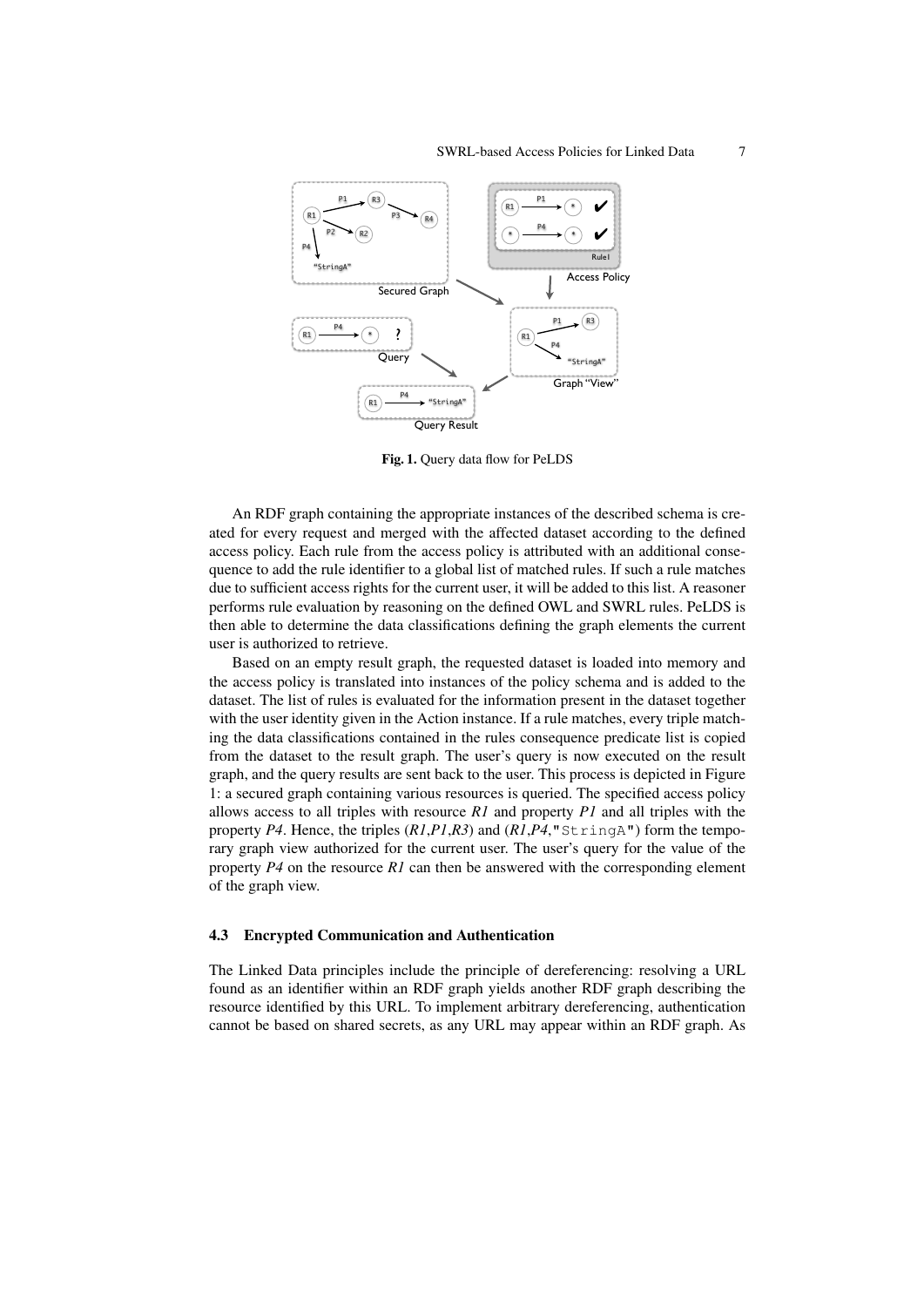**Fig. 1.** Query data flow for PeLDS

An RDF graph containing the appropriate instances of the described schema is created for every request and merged with the affected dataset according to the defined access policy. Each rule from the access policy is attributed with an additional consequence to add the rule identifier to a global list of matched rules. If such a rule matches due to sufficient access rights for the current user, it will be added to this list. A reasoner performs rule evaluation by reasoning on the defined OWL and SWRL rules. PeLDS is then able to determine the data classifications defining the graph elements the current user is authorized to retrieve.

Based on an empty result graph, the requested dataset is loaded into memory and the access policy is translated into instances of the policy schema and is added to the dataset. The list of rules is evaluated for the information present in the dataset together with the user identity given in the Action instance. If a rule matches, every triple matching the data classifications contained in the rules consequence predicate list is copied from the dataset to the result graph. The user's query is now executed on the result graph, and the query results are sent back to the user. This process is depicted in Figure 1: a secured graph containing various resources is queried. The specified access policy allows access to all triples with resource *R1* and property *P1* and all triples with the property *P4*. Hence, the triples (*R1*,*P1*,*R3*) and (*R1*,*P4*,"`StringA`") form the temporary graph view authorized for the current user. The user's query for the value of the property *P4* on the resource *R1* can then be answered with the corresponding element of the graph view.

### 4.3 Encrypted Communication and Authentication

The Linked Data principles include the principle of dereferencing: resolving a URL found as an identifier within an RDF graph yields another RDF graph describing the resource identified by this URL. To implement arbitrary dereferencing, authentication cannot be based on shared secrets, as any URL may appear within an RDF graph. As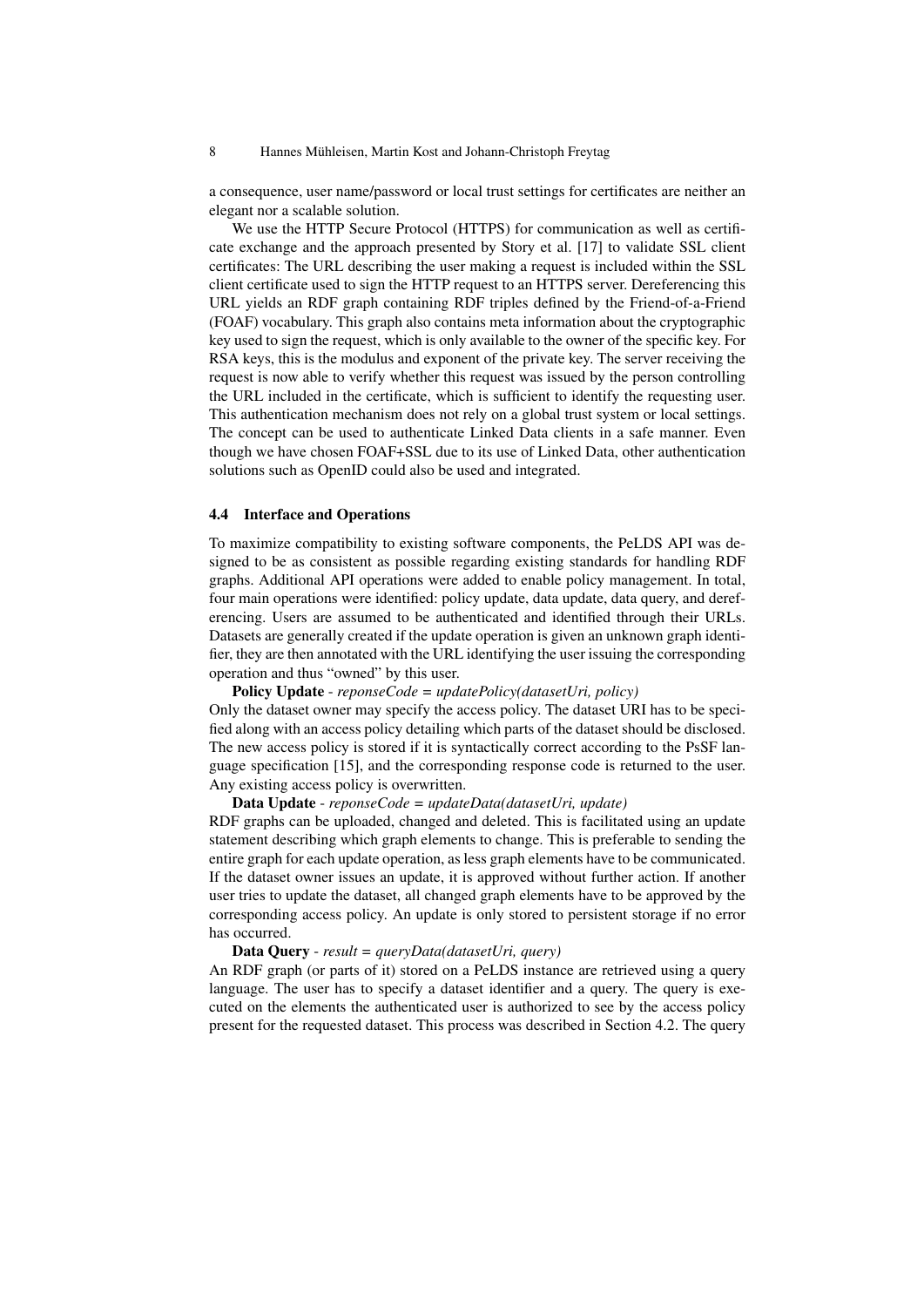a consequence, user name/password or local trust settings for certificates are neither an elegant nor a scalable solution.

We use the HTTP Secure Protocol (HTTPS) for communication as well as certificate exchange and the approach presented by Story et al. [17] to validate SSL client certificates: The URL describing the user making a request is included within the SSL client certificate used to sign the HTTP request to an HTTPS server. Dereferencing this URL yields an RDF graph containing RDF triples defined by the Friend-of-a-Friend (FOAF) vocabulary. This graph also contains meta information about the cryptographic key used to sign the request, which is only available to the owner of the specific key. For RSA keys, this is the modulus and exponent of the private key. The server receiving the request is now able to verify whether this request was issued by the person controlling the URL included in the certificate, which is sufficient to identify the requesting user. This authentication mechanism does not rely on a global trust system or local settings. The concept can be used to authenticate Linked Data clients in a safe manner. Even though we have chosen FOAF+SSL due to its use of Linked Data, other authentication solutions such as OpenID could also be used and integrated.

### 4.4 Interface and Operations

To maximize compatibility to existing software components, the PeLDS API was designed to be as consistent as possible regarding existing standards for handling RDF graphs. Additional API operations were added to enable policy management. In total, four main operations were identified: policy update, data update, data query, and dereferencing. Users are assumed to be authenticated and identified through their URLs. Datasets are generally created if the update operation is given an unknown graph identifier, they are then annotated with the URL identifying the user issuing the corresponding operation and thus "owned" by this user.

**Policy Update** - *reponseCode = updatePolicy(datasetUri, policy)*
Only the dataset owner may specify the access policy. The dataset URI has to be specified along with an access policy detailing which parts of the dataset should be disclosed. The new access policy is stored if it is syntactically correct according to the PsSF language specification [15], and the corresponding response code is returned to the user. Any existing access policy is overwritten.

**Data Update** - *reponseCode = updateData(datasetUri, update)*
RDF graphs can be uploaded, changed and deleted. This is facilitated using an update statement describing which graph elements to change. This is preferable to sending the entire graph for each update operation, as less graph elements have to be communicated. If the dataset owner issues an update, it is approved without further action. If another user tries to update the dataset, all changed graph elements have to be approved by the corresponding access policy. An update is only stored to persistent storage if no error has occurred.

**Data Query** - *result = queryData(datasetUri, query)*
An RDF graph (or parts of it) stored on a PeLDS instance are retrieved using a query language. The user has to specify a dataset identifier and a query. The query is executed on the elements the authenticated user is authorized to see by the access policy present for the requested dataset. This process was described in Section 4.2. The query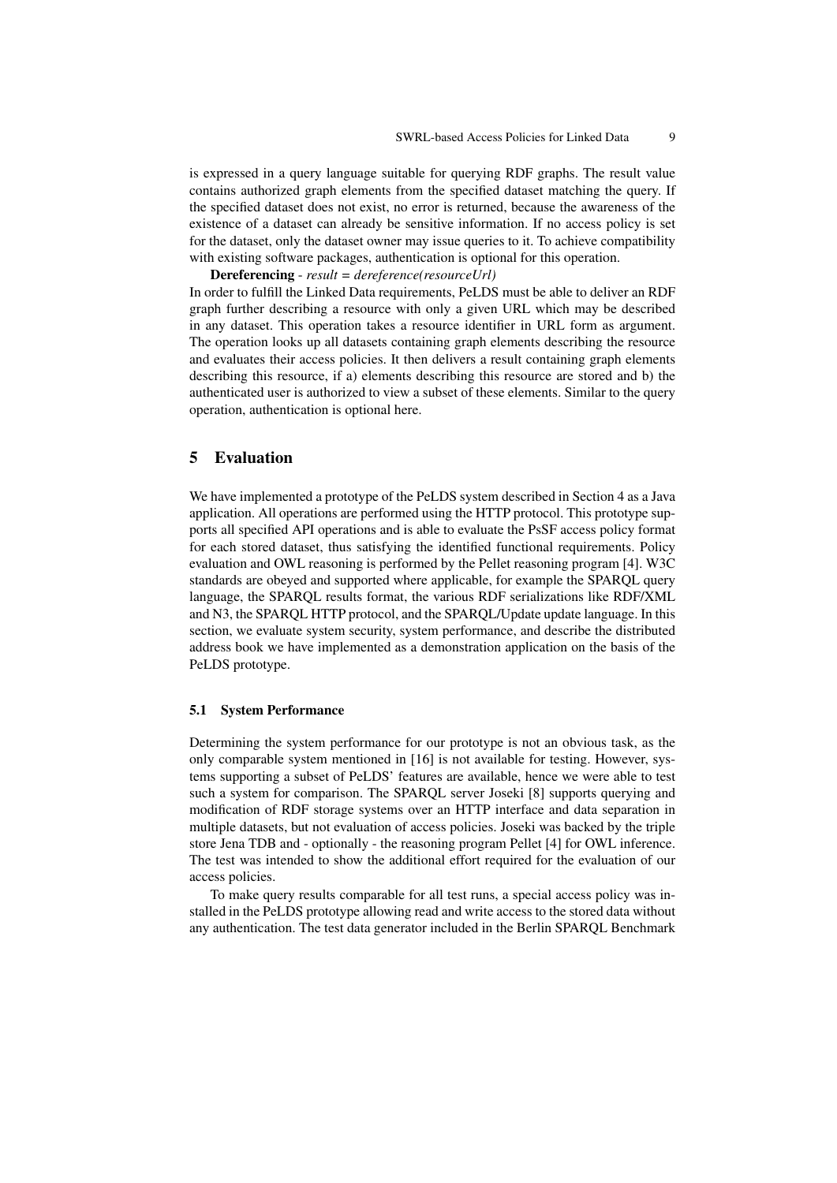is expressed in a query language suitable for querying RDF graphs. The result value contains authorized graph elements from the specified dataset matching the query. If the specified dataset does not exist, no error is returned, because the awareness of the existence of a dataset can already be sensitive information. If no access policy is set for the dataset, only the dataset owner may issue queries to it. To achieve compatibility with existing software packages, authentication is optional for this operation.

**Dereferencing** - *result = dereference(resourceUrl)*
In order to fulfill the Linked Data requirements, PeLDS must be able to deliver an RDF graph further describing a resource with only a given URL which may be described in any dataset. This operation takes a resource identifier in URL form as argument. The operation looks up all datasets containing graph elements describing the resource and evaluates their access policies. It then delivers a result containing graph elements describing this resource, if a) elements describing this resource are stored and b) the authenticated user is authorized to view a subset of these elements. Similar to the query operation, authentication is optional here.

# 5 Evaluation

We have implemented a prototype of the PeLDS system described in Section 4 as a Java application. All operations are performed using the HTTP protocol. This prototype supports all specified API operations and is able to evaluate the PsSF access policy format for each stored dataset, thus satisfying the identified functional requirements. Policy evaluation and OWL reasoning is performed by the Pellet reasoning program [4]. W3C standards are obeyed and supported where applicable, for example the SPARQL query language, the SPARQL results format, the various RDF serializations like RDF/XML and N3, the SPARQL HTTP protocol, and the SPARQL/Update update language. In this section, we evaluate system security, system performance, and describe the distributed address book we have implemented as a demonstration application on the basis of the PeLDS prototype.

## 5.1 System Performance

Determining the system performance for our prototype is not an obvious task, as the only comparable system mentioned in [16] is not available for testing. However, systems supporting a subset of PeLDS' features are available, hence we were able to test such a system for comparison. The SPARQL server Joseki [8] supports querying and modification of RDF storage systems over an HTTP interface and data separation in multiple datasets, but not evaluation of access policies. Joseki was backed by the triple store Jena TDB and - optionally - the reasoning program Pellet [4] for OWL inference. The test was intended to show the additional effort required for the evaluation of our access policies.

To make query results comparable for all test runs, a special access policy was installed in the PeLDS prototype allowing read and write access to the stored data without any authentication. The test data generator included in the Berlin SPARQL Benchmark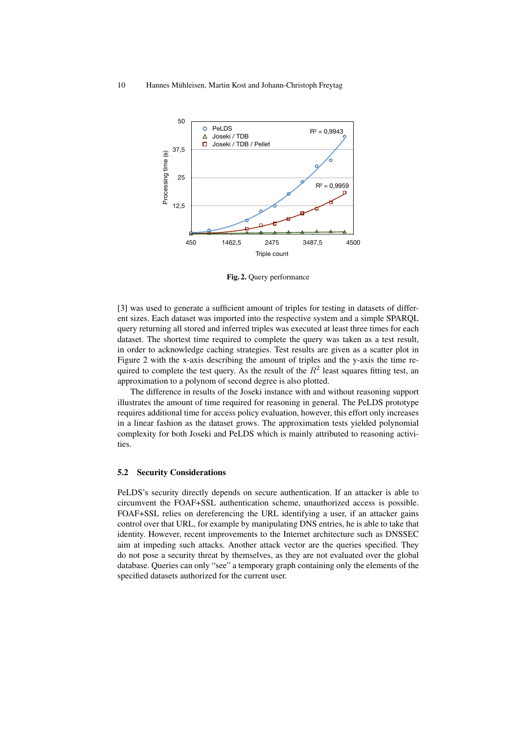**Fig. 2.** Query performance

[3] was used to generate a sufficient amount of triples for testing in datasets of different sizes. Each dataset was imported into the respective system and a simple SPARQL query returning all stored and inferred triples was executed at least three times for each dataset. The shortest time required to complete the query was taken as a test result, in order to acknowledge caching strategies. Test results are given as a scatter plot in Figure 2 with the x-axis describing the amount of triples and the y-axis the time required to complete the test query. As the result of the $R^2$ least squares fitting test, an approximation to a polynom of second degree is also plotted.

The difference in results of the Joseki instance with and without reasoning support illustrates the amount of time required for reasoning in general. The PeLDS prototype requires additional time for access policy evaluation, however, this effort only increases in a linear fashion as the dataset grows. The approximation tests yielded polynomial complexity for both Joseki and PeLDS which is mainly attributed to reasoning activities.

### 5.2 Security Considerations

PeLDS's security directly depends on secure authentication. If an attacker is able to circumvent the FOAF+SSL authentication scheme, unauthorized access is possible. FOAF+SSL relies on dereferencing the URL identifying a user, if an attacker gains control over that URL, for example by manipulating DNS entries, he is able to take that identity. However, recent improvements to the Internet architecture such as DNSSEC aim at impeding such attacks. Another attack vector are the queries specified. They do not pose a security threat by themselves, as they are not evaluated over the global database. Queries can only "see" a temporary graph containing only the elements of the specified datasets authorized for the current user.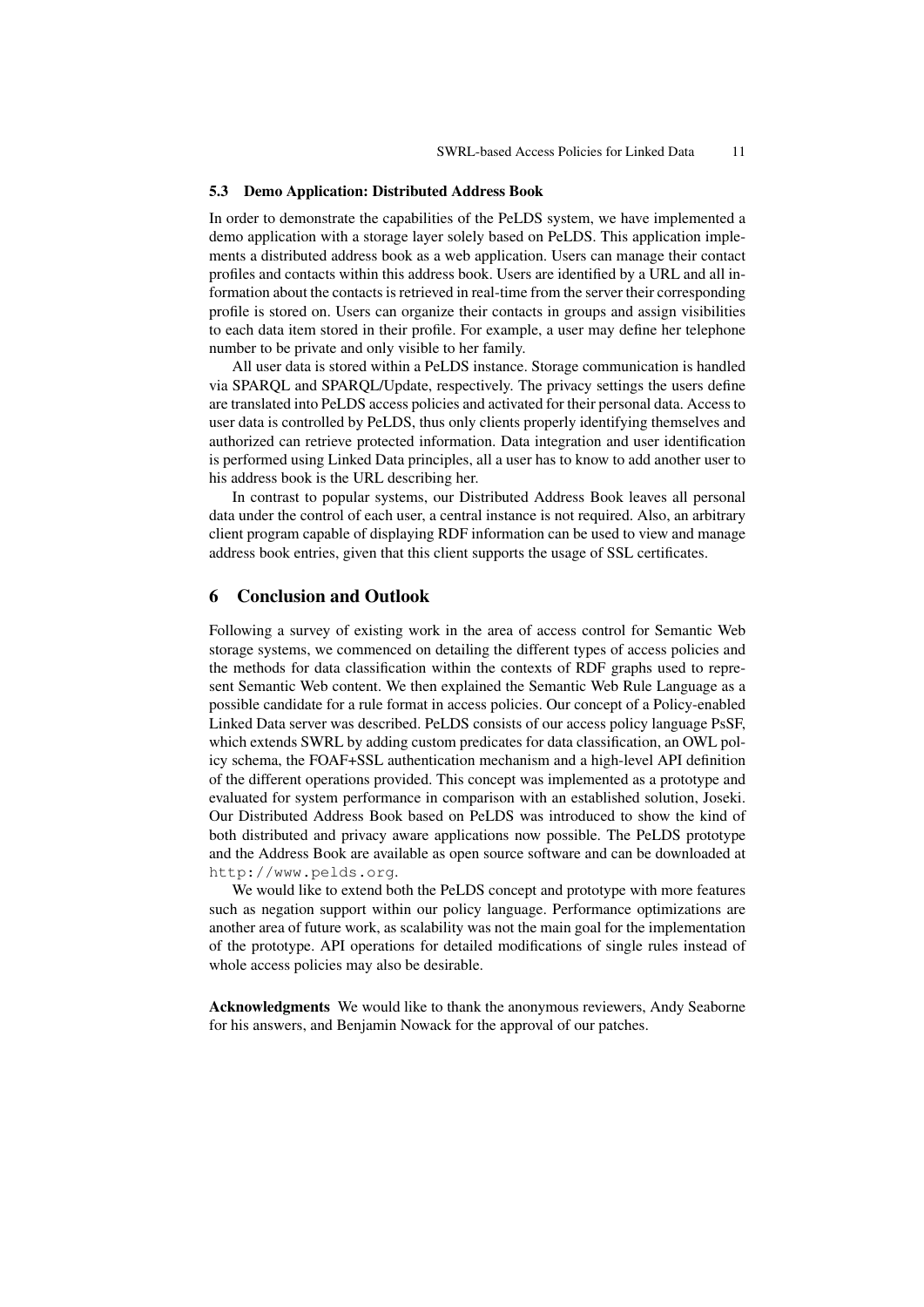### 5.3 Demo Application: Distributed Address Book

In order to demonstrate the capabilities of the PeLDS system, we have implemented a demo application with a storage layer solely based on PeLDS. This application implements a distributed address book as a web application. Users can manage their contact profiles and contacts within this address book. Users are identified by a URL and all information about the contacts is retrieved in real-time from the server their corresponding profile is stored on. Users can organize their contacts in groups and assign visibilities to each data item stored in their profile. For example, a user may define her telephone number to be private and only visible to her family.

All user data is stored within a PeLDS instance. Storage communication is handled via SPARQL and SPARQL/Update, respectively. The privacy settings the users define are translated into PeLDS access policies and activated for their personal data. Access to user data is controlled by PeLDS, thus only clients properly identifying themselves and authorized can retrieve protected information. Data integration and user identification is performed using Linked Data principles, all a user has to know to add another user to his address book is the URL describing her.

In contrast to popular systems, our Distributed Address Book leaves all personal data under the control of each user, a central instance is not required. Also, an arbitrary client program capable of displaying RDF information can be used to view and manage address book entries, given that this client supports the usage of SSL certificates.

## 6 Conclusion and Outlook

Following a survey of existing work in the area of access control for Semantic Web storage systems, we commenced on detailing the different types of access policies and the methods for data classification within the contexts of RDF graphs used to represent Semantic Web content. We then explained the Semantic Web Rule Language as a possible candidate for a rule format in access policies. Our concept of a Policy-enabled Linked Data server was described. PeLDS consists of our access policy language PsSF, which extends SWRL by adding custom predicates for data classification, an OWL policy schema, the FOAF+SSL authentication mechanism and a high-level API definition of the different operations provided. This concept was implemented as a prototype and evaluated for system performance in comparison with an established solution, Joseki. Our Distributed Address Book based on PeLDS was introduced to show the kind of both distributed and privacy aware applications now possible. The PeLDS prototype and the Address Book are available as open source software and can be downloaded at `http://www.pelds.org`.

We would like to extend both the PeLDS concept and prototype with more features such as negation support within our policy language. Performance optimizations are another area of future work, as scalability was not the main goal for the implementation of the prototype. API operations for detailed modifications of single rules instead of whole access policies may also be desirable.

**Acknowledgments** We would like to thank the anonymous reviewers, Andy Seaborne for his answers, and Benjamin Nowack for the approval of our patches.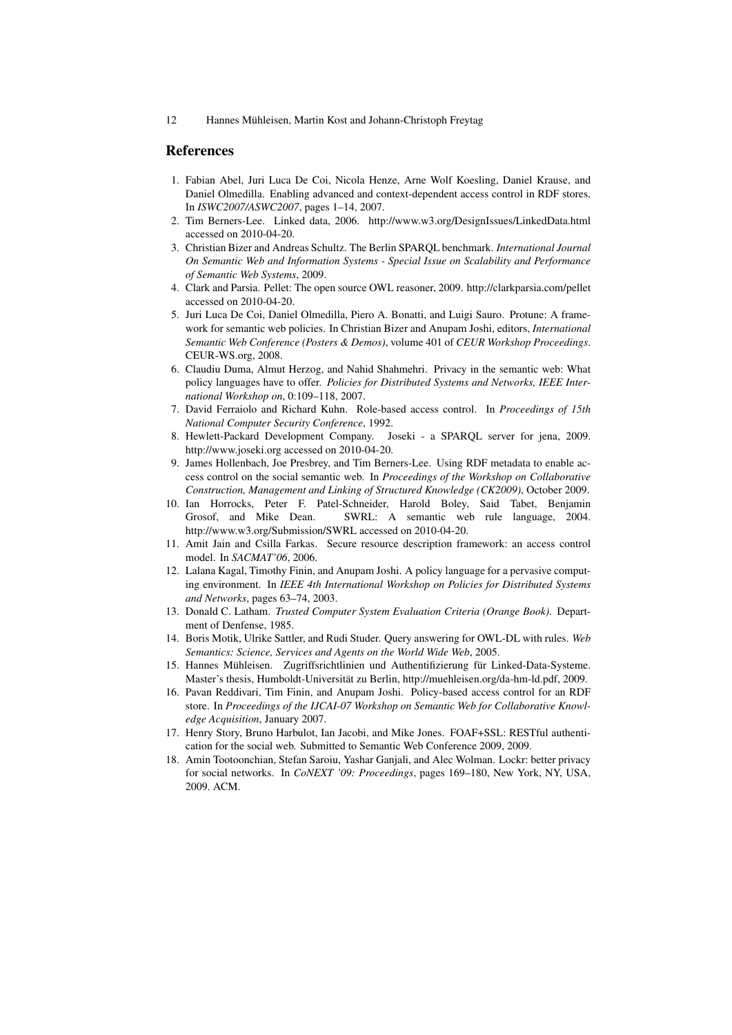## References

1. Fabian Abel, Juri Luca De Coi, Nicola Henze, Arne Wolf Koesling, Daniel Krause, and Daniel Olmedilla. Enabling advanced and context-dependent access control in RDF stores. In *ISWC2007/ASWC2007*, pages 1–14, 2007.
2. Tim Berners-Lee. Linked data, 2006. http://www.w3.org/DesignIssues/LinkedData.html accessed on 2010-04-20.
3. Christian Bizer and Andreas Schultz. The Berlin SPARQL benchmark. *International Journal On Semantic Web and Information Systems - Special Issue on Scalability and Performance of Semantic Web Systems*, 2009.
4. Clark and Parsia. Pellet: The open source OWL reasoner, 2009. http://clarkparsia.com/pellet accessed on 2010-04-20.
5. Juri Luca De Coi, Daniel Olmedilla, Piero A. Bonatti, and Luigi Sauro. Protune: A framework for semantic web policies. In Christian Bizer and Anupam Joshi, editors, *International Semantic Web Conference (Posters & Demos)*, volume 401 of *CEUR Workshop Proceedings*. CEUR-WS.org, 2008.
6. Claudiu Duma, Almut Herzog, and Nahid Shahmehri. Privacy in the semantic web: What policy languages have to offer. *Policies for Distributed Systems and Networks, IEEE International Workshop on*, 0:109–118, 2007.
7. David Ferraiolo and Richard Kuhn. Role-based access control. In *Proceedings of 15th National Computer Security Conference*, 1992.
8. Hewlett-Packard Development Company. Joseki - a SPARQL server for jena, 2009. http://www.joseki.org accessed on 2010-04-20.
9. James Hollenbach, Joe Presbrey, and Tim Berners-Lee. Using RDF metadata to enable access control on the social semantic web. In *Proceedings of the Workshop on Collaborative Construction, Management and Linking of Structured Knowledge (CK2009)*, October 2009.
10. Ian Horrocks, Peter F. Patel-Schneider, Harold Boley, Said Tabet, Benjamin Grosof, and Mike Dean. SWRL: A semantic web rule language, 2004. http://www.w3.org/Submission/SWRL accessed on 2010-04-20.
11. Amit Jain and Csilla Farkas. Secure resource description framework: an access control model. In *SACMAT'06*, 2006.
12. Lalana Kagal, Timothy Finin, and Anupam Joshi. A policy language for a pervasive computing environment. In *IEEE 4th International Workshop on Policies for Distributed Systems and Networks*, pages 63–74, 2003.
13. Donald C. Latham. *Trusted Computer System Evaluation Criteria (Orange Book)*. Department of Denfense, 1985.
14. Boris Motik, Ulrike Sattler, and Rudi Studer. Query answering for OWL-DL with rules. *Web Semantics: Science, Services and Agents on the World Wide Web*, 2005.
15. Hannes Mühleisen. Zugriffsrichtlinien und Authentifizierung für Linked-Data-Systeme. Master's thesis, Humboldt-Universität zu Berlin, http://muehleisen.org/da-hm-ld.pdf, 2009.
16. Pavan Reddivari, Tim Finin, and Anupam Joshi. Policy-based access control for an RDF store. In *Proceedings of the IJCAI-07 Workshop on Semantic Web for Collaborative Knowledge Acquisition*, January 2007.
17. Henry Story, Bruno Harbulot, Ian Jacobi, and Mike Jones. FOAF+SSL: RESTful authentication for the social web. Submitted to Semantic Web Conference 2009, 2009.
18. Amin Tootoonchian, Stefan Saroiu, Yashar Ganjali, and Alec Wolman. Lockr: better privacy for social networks. In *CoNEXT '09: Proceedings*, pages 169–180, New York, NY, USA, 2009. ACM.